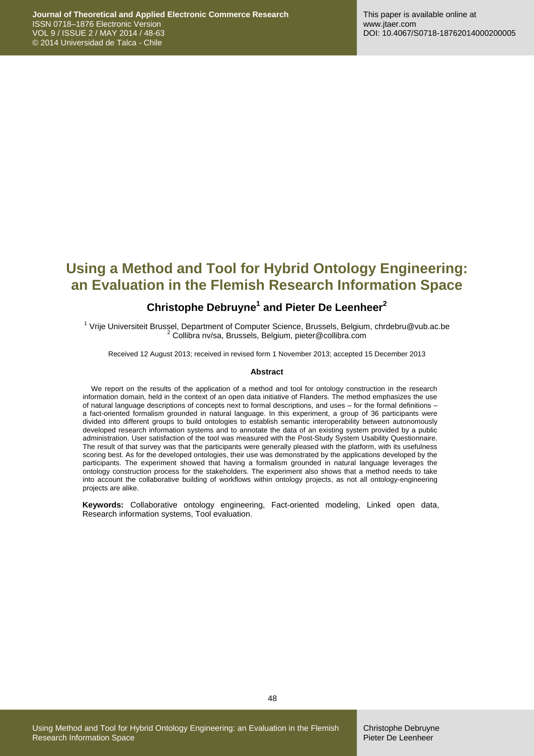# Using a Method and Tool for Hybrid Ontology Engineering: an Evaluation in the Flemish Research Information Space

## Christophe Debruyne[1] and Pieter De Leenheer[2]

[1] Vrije Universiteit Brussel, Department of Computer Science, Brussels, Belgium, chrdebru@vub.ac.be
[2] Collibra nv/sa, Brussels, Belgium, pieter@collibra.com

Received 12 August 2013; received in revised form 1 November 2013; accepted 15 December 2013

### Abstract

We report on the results of the application of a method and tool for ontology construction in the research information domain, held in the context of an open data initiative of Flanders. The method emphasizes the use of natural language descriptions of concepts next to formal descriptions, and uses – for the formal definitions – a fact-oriented formalism grounded in natural language. In this experiment, a group of 36 participants were divided into different groups to build ontologies to establish semantic interoperability between autonomously developed research information systems and to annotate the data of an existing system provided by a public administration. User satisfaction of the tool was measured with the Post-Study System Usability Questionnaire. The result of that survey was that the participants were generally pleased with the platform, with its usefulness scoring best. As for the developed ontologies, their use was demonstrated by the applications developed by the participants. The experiment showed that having a formalism grounded in natural language leverages the ontology construction process for the stakeholders. The experiment also shows that a method needs to take into account the collaborative building of workflows within ontology projects, as not all ontology-engineering projects are alike.

**Keywords:** Collaborative ontology engineering, Fact-oriented modeling, Linked open data, Research information systems, Tool evaluation.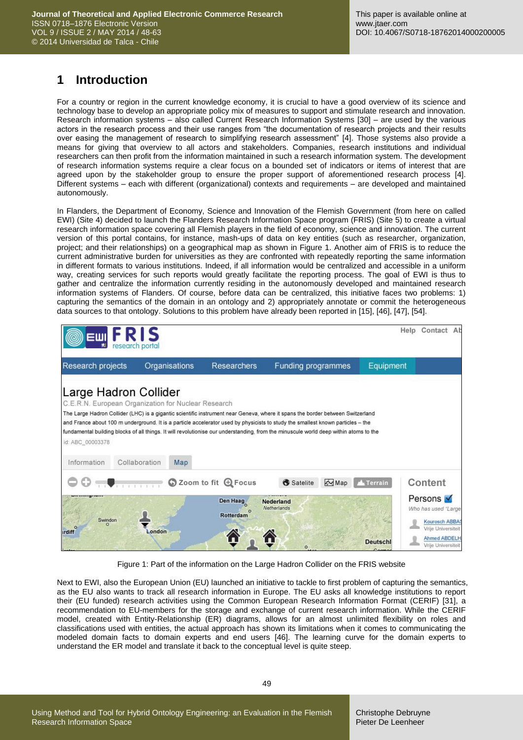# 1 Introduction

For a country or region in the current knowledge economy, it is crucial to have a good overview of its science and technology base to develop an appropriate policy mix of measures to support and stimulate research and innovation. Research information systems – also called Current Research Information Systems [30] – are used by the various actors in the research process and their use ranges from "the documentation of research projects and their results over easing the management of research to simplifying research assessment" [4]. Those systems also provide a means for giving that overview to all actors and stakeholders. Companies, research institutions and individual researchers can then profit from the information maintained in such a research information system. The development of research information systems require a clear focus on a bounded set of indicators or items of interest that are agreed upon by the stakeholder group to ensure the proper support of aforementioned research process [4]. Different systems – each with different (organizational) contexts and requirements – are developed and maintained autonomously.

In Flanders, the Department of Economy, Science and Innovation of the Flemish Government (from here on called EWI) (Site 4) decided to launch the Flanders Research Information Space program (FRIS) (Site 5) to create a virtual research information space covering all Flemish players in the field of economy, science and innovation. The current version of this portal contains, for instance, mash-ups of data on key entities (such as researcher, organization, project; and their relationships) on a geographical map as shown in Figure 1. Another aim of FRIS is to reduce the current administrative burden for universities as they are confronted with repeatedly reporting the same information in different formats to various institutions. Indeed, if all information would be centralized and accessible in a uniform way, creating services for such reports would greatly facilitate the reporting process. The goal of EWI is thus to gather and centralize the information currently residing in the autonomously developed and maintained research information systems of Flanders. Of course, before data can be centralized, this initiative faces two problems: 1) capturing the semantics of the domain in an ontology and 2) appropriately annotate or commit the heterogeneous data sources to that ontology. Solutions to this problem have already been reported in [15], [46], [47], [54].

Figure 1: Part of the information on the Large Hadron Collider on the FRIS website

Next to EWI, also the European Union (EU) launched an initiative to tackle to first problem of capturing the semantics, as the EU also wants to track all research information in Europe. The EU asks all knowledge institutions to report their (EU funded) research activities using the Common European Research Information Format (CERIF) [31], a recommendation to EU-members for the storage and exchange of current research information. While the CERIF model, created with Entity-Relationship (ER) diagrams, allows for an almost unlimited flexibility on roles and classifications used with entities, the actual approach has shown its limitations when it comes to communicating the modeled domain facts to domain experts and end users [46]. The learning curve for the domain experts to understand the ER model and translate it back to the conceptual level is quite steep.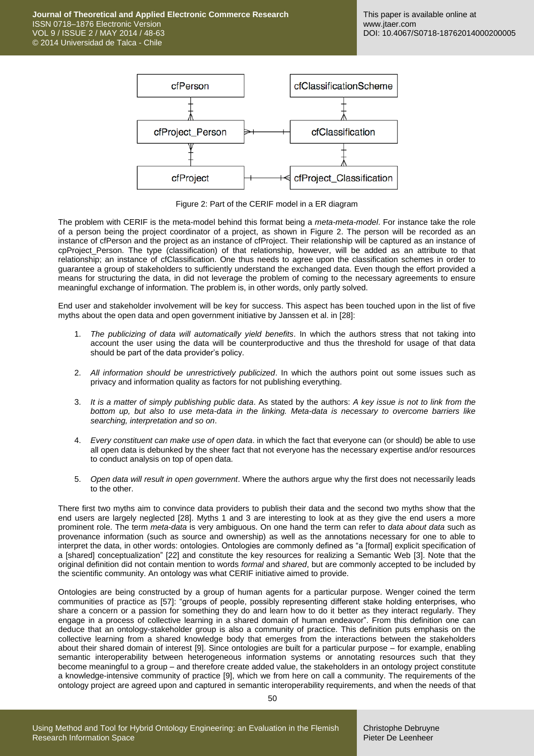Figure 2: Part of the CERIF model in a ER diagram

The problem with CERIF is the meta-model behind this format being a *meta-meta-model*. For instance take the role of a person being the project coordinator of a project, as shown in Figure 2. The person will be recorded as an instance of cfPerson and the project as an instance of cfProject. Their relationship will be captured as an instance of cpProject_Person. The type (classification) of that relationship, however, will be added as an attribute to that relationship; an instance of cfClassification. One thus needs to agree upon the classification schemes in order to guarantee a group of stakeholders to sufficiently understand the exchanged data. Even though the effort provided a means for structuring the data, in did not leverage the problem of coming to the necessary agreements to ensure meaningful exchange of information. The problem is, in other words, only partly solved.

End user and stakeholder involvement will be key for success. This aspect has been touched upon in the list of five myths about the open data and open government initiative by Janssen et al. in [28]:

1. *The publicizing of data will automatically yield benefits*. In which the authors stress that not taking into account the user using the data will be counterproductive and thus the threshold for usage of that data should be part of the data provider's policy.

2. *All information should be unrestrictively publicized*. In which the authors point out some issues such as privacy and information quality as factors for not publishing everything.

3. *It is a matter of simply publishing public data*. As stated by the authors: *A key issue is not to link from the bottom up, but also to use meta-data in the linking. Meta-data is necessary to overcome barriers like searching, interpretation and so on*.

4. *Every constituent can make use of open data*. in which the fact that everyone can (or should) be able to use all open data is debunked by the sheer fact that not everyone has the necessary expertise and/or resources to conduct analysis on top of open data.

5. *Open data will result in open government*. Where the authors argue why the first does not necessarily leads to the other.

There first two myths aim to convince data providers to publish their data and the second two myths show that the end users are largely neglected [28]. Myths 1 and 3 are interesting to look at as they give the end users a more prominent role. The term *meta-data* is very ambiguous. On one hand the term can refer to *data about data* such as provenance information (such as source and ownership) as well as the annotations necessary for one to able to interpret the data, in other words: ontologies. Ontologies are commonly defined as "a [formal] explicit specification of a [shared] conceptualization" [22] and constitute the key resources for realizing a Semantic Web [3]. Note that the original definition did not contain mention to words *formal* and *shared*, but are commonly accepted to be included by the scientific community. An ontology was what CERIF initiative aimed to provide.

Ontologies are being constructed by a group of human agents for a particular purpose. Wenger coined the term communities of practice as [57]: "groups of people, possibly representing different stake holding enterprises, who share a concern or a passion for something they do and learn how to do it better as they interact regularly. They engage in a process of collective learning in a shared domain of human endeavor". From this definition one can deduce that an ontology-stakeholder group is also a community of practice. This definition puts emphasis on the collective learning from a shared knowledge body that emerges from the interactions between the stakeholders about their shared domain of interest [9]. Since ontologies are built for a particular purpose – for example, enabling semantic interoperability between heterogeneous information systems or annotating resources such that they become meaningful to a group – and therefore create added value, the stakeholders in an ontology project constitute a knowledge-intensive community of practice [9], which we from here on call a community. The requirements of the ontology project are agreed upon and captured in semantic interoperability requirements, and when the needs of that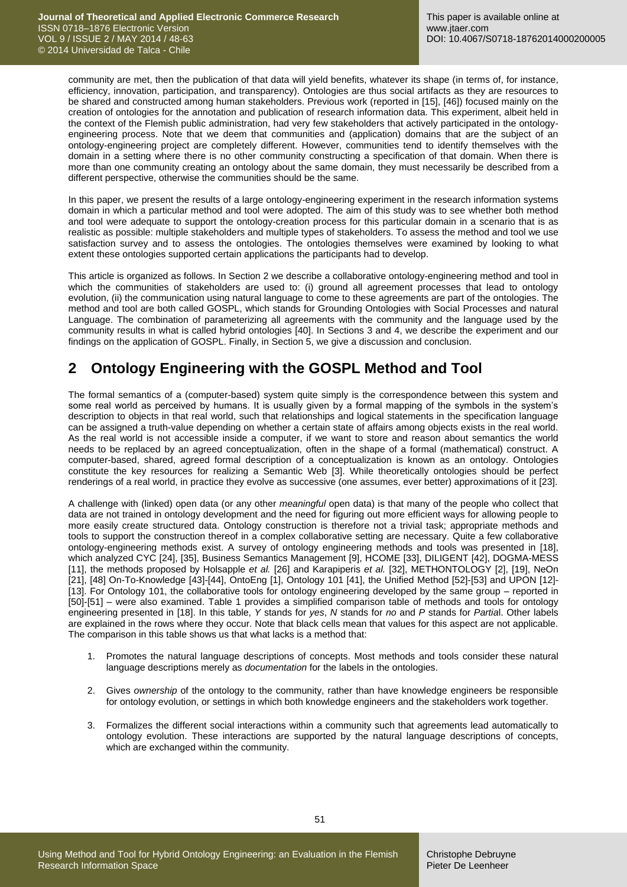community are met, then the publication of that data will yield benefits, whatever its shape (in terms of, for instance, efficiency, innovation, participation, and transparency). Ontologies are thus social artifacts as they are resources to be shared and constructed among human stakeholders. Previous work (reported in [15], [46]) focused mainly on the creation of ontologies for the annotation and publication of research information data. This experiment, albeit held in the context of the Flemish public administration, had very few stakeholders that actively participated in the ontology-engineering process. Note that we deem that communities and (application) domains that are the subject of an ontology-engineering project are completely different. However, communities tend to identify themselves with the domain in a setting where there is no other community constructing a specification of that domain. When there is more than one community creating an ontology about the same domain, they must necessarily be described from a different perspective, otherwise the communities should be the same.

In this paper, we present the results of a large ontology-engineering experiment in the research information systems domain in which a particular method and tool were adopted. The aim of this study was to see whether both method and tool were adequate to support the ontology-creation process for this particular domain in a scenario that is as realistic as possible: multiple stakeholders and multiple types of stakeholders. To assess the method and tool we use satisfaction survey and to assess the ontologies. The ontologies themselves were examined by looking to what extent these ontologies supported certain applications the participants had to develop.

This article is organized as follows. In Section 2 we describe a collaborative ontology-engineering method and tool in which the communities of stakeholders are used to: (i) ground all agreement processes that lead to ontology evolution, (ii) the communication using natural language to come to these agreements are part of the ontologies. The method and tool are both called GOSPL, which stands for Grounding Ontologies with Social Processes and natural Language. The combination of parameterizing all agreements with the community and the language used by the community results in what is called hybrid ontologies [40]. In Sections 3 and 4, we describe the experiment and our findings on the application of GOSPL. Finally, in Section 5, we give a discussion and conclusion.

## 2 Ontology Engineering with the GOSPL Method and Tool

The formal semantics of a (computer-based) system quite simply is the correspondence between this system and some real world as perceived by humans. It is usually given by a formal mapping of the symbols in the system's description to objects in that real world, such that relationships and logical statements in the specification language can be assigned a truth-value depending on whether a certain state of affairs among objects exists in the real world. As the real world is not accessible inside a computer, if we want to store and reason about semantics the world needs to be replaced by an agreed conceptualization, often in the shape of a formal (mathematical) construct. A computer-based, shared, agreed formal description of a conceptualization is known as an ontology. Ontologies constitute the key resources for realizing a Semantic Web [3]. While theoretically ontologies should be perfect renderings of a real world, in practice they evolve as successive (one assumes, ever better) approximations of it [23].

A challenge with (linked) open data (or any other *meaningful* open data) is that many of the people who collect that data are not trained in ontology development and the need for figuring out more efficient ways for allowing people to more easily create structured data. Ontology construction is therefore not a trivial task; appropriate methods and tools to support the construction thereof in a complex collaborative setting are necessary. Quite a few collaborative ontology-engineering methods exist. A survey of ontology engineering methods and tools was presented in [18], which analyzed CYC [24], [35], Business Semantics Management [9], HCOME [33], DILIGENT [42], DOGMA-MESS [11], the methods proposed by Holsapple *et al.* [26] and Karapiperis *et al.* [32], METHONTOLOGY [2], [19], NeOn [21], [48] On-To-Knowledge [43]-[44], OntoEng [1], Ontology 101 [41], the Unified Method [52]-[53] and UPON [12]-[13]. For Ontology 101, the collaborative tools for ontology engineering developed by the same group – reported in [50]-[51] – were also examined. Table 1 provides a simplified comparison table of methods and tools for ontology engineering presented in [18]. In this table, *Y* stands for *yes*, *N* stands for *no* and *P* stands for *Partia*l. Other labels are explained in the rows where they occur. Note that black cells mean that values for this aspect are not applicable. The comparison in this table shows us that what lacks is a method that:

1. Promotes the natural language descriptions of concepts. Most methods and tools consider these natural language descriptions merely as *documentation* for the labels in the ontologies.

2. Gives *ownership* of the ontology to the community, rather than have knowledge engineers be responsible for ontology evolution, or settings in which both knowledge engineers and the stakeholders work together.

3. Formalizes the different social interactions within a community such that agreements lead automatically to ontology evolution. These interactions are supported by the natural language descriptions of concepts, which are exchanged within the community.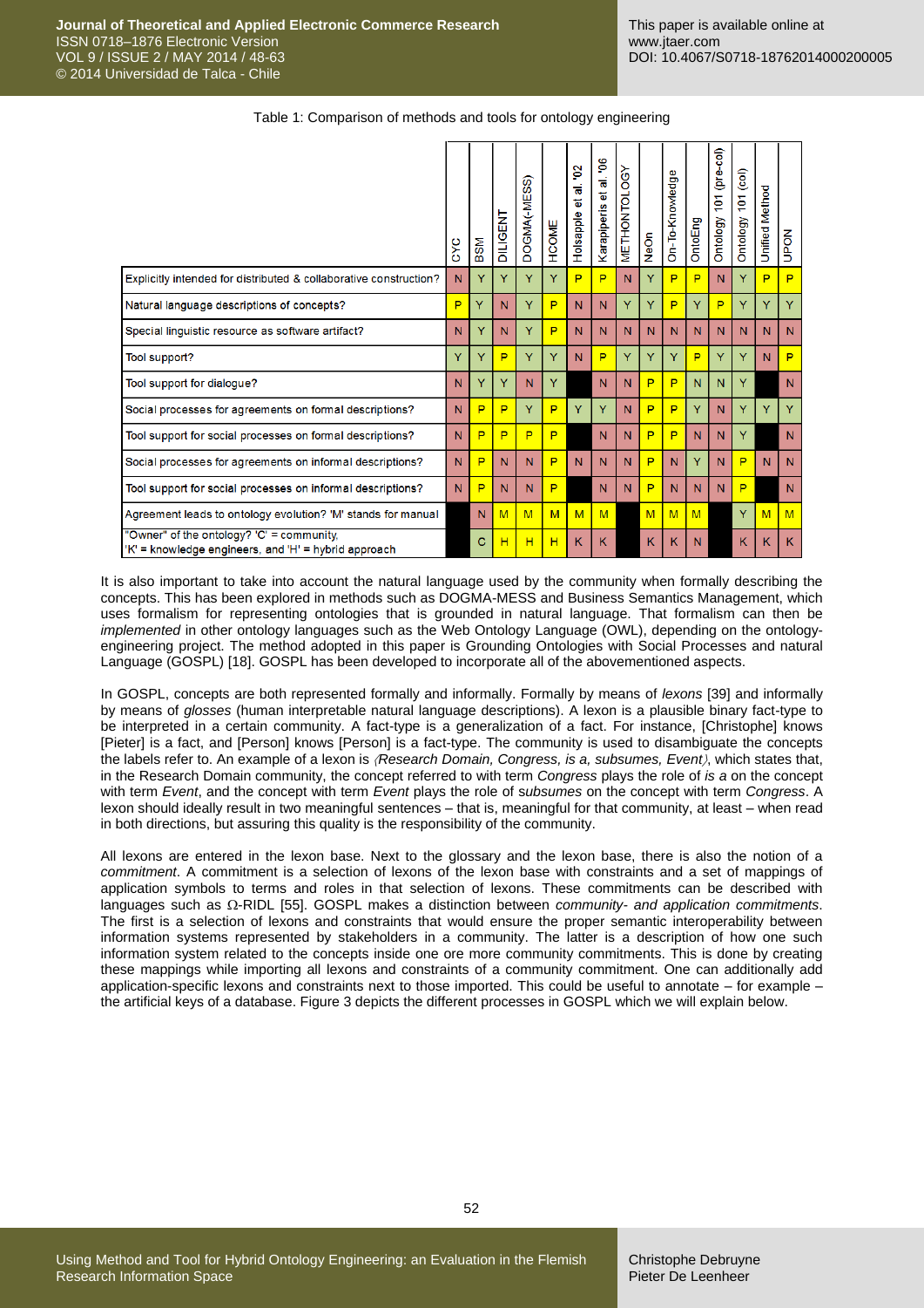Table 1: Comparison of methods and tools for ontology engineering

| | CYC | BSM | DILIGENT | DOGMA(-MESS) | HCOME | Holsapple et al. '02 | Karapiperis et al. '06 | METHONTOLOGY | NeOn | On-To-Knowledge | OntoEng | Ontology 101 (pre-col) | Ontology 101 (col) | Unified Method | UPON |
|---|---|---|---|---|---|---|---|---|---|---|---|---|---|---|---|
| Explicitly intended for distributed & collaborative construction? | N | Y | Y | Y | Y | P | P | N | Y | P | P | N | Y | P | P |
| Natural language descriptions of concepts? | P | Y | N | Y | P | N | N | Y | Y | P | Y | P | Y | Y | Y |
| Special linguistic resource as software artifact? | N | Y | N | Y | P | N | N | N | N | N | N | N | N | N | N |
| Tool support? | Y | Y | P | Y | Y | N | P | Y | Y | Y | P | Y | Y | N | P |
| Tool support for dialogue? | N | Y | Y | N | Y | | N | N | P | P | N | N | Y | | N |
| Social processes for agreements on formal descriptions? | N | P | P | Y | P | Y | Y | N | P | P | Y | N | Y | Y | Y |
| Tool support for social processes on formal descriptions? | N | P | P | P | P | | N | N | P | P | N | N | Y | | N |
| Social processes for agreements on informal descriptions? | N | P | N | N | P | N | N | N | P | N | Y | N | P | N | N |
| Tool support for social processes on informal descriptions? | N | P | N | N | P | | N | N | P | N | N | N | P | | N |
| Agreement leads to ontology evolution? 'M' stands for manual | | N | M | M | M | M | M | | M | M | M | | Y | M | M |
| "Owner" of the ontology? 'C' = community, 'K' = knowledge engineers, and 'H' = hybrid approach | | C | H | H | H | K | K | | K | K | N | | K | K | K |

It is also important to take into account the natural language used by the community when formally describing the concepts. This has been explored in methods such as DOGMA-MESS and Business Semantics Management, which uses formalism for representing ontologies that is grounded in natural language. That formalism can then be *implemented* in other ontology languages such as the Web Ontology Language (OWL), depending on the ontology-engineering project. The method adopted in this paper is Grounding Ontologies with Social Processes and natural Language (GOSPL) [18]. GOSPL has been developed to incorporate all of the abovementioned aspects.

In GOSPL, concepts are both represented formally and informally. Formally by means of *lexons* [39] and informally by means of *glosses* (human interpretable natural language descriptions). A lexon is a plausible binary fact-type to be interpreted in a certain community. A fact-type is a generalization of a fact. For instance, [Christophe] knows [Pieter] is a fact, and [Person] knows [Person] is a fact-type. The community is used to disambiguate the concepts the labels refer to. An example of a lexon is ⟨*Research Domain, Congress, is a, subsumes, Event*⟩, which states that, in the Research Domain community, the concept referred to with term *Congress* plays the role of *is a* on the concept with term *Event*, and the concept with term *Event* plays the role of *subsumes* on the concept with term *Congress*. A lexon should ideally result in two meaningful sentences – that is, meaningful for that community, at least – when read in both directions, but assuring this quality is the responsibility of the community.

All lexons are entered in the lexon base. Next to the glossary and the lexon base, there is also the notion of a *commitment*. A commitment is a selection of lexons of the lexon base with constraints and a set of mappings of application symbols to terms and roles in that selection of lexons. These commitments can be described with languages such as Ω-RIDL [55]. GOSPL makes a distinction between *community- and application commitments*. The first is a selection of lexons and constraints that would ensure the proper semantic interoperability between information systems represented by stakeholders in a community. The latter is a description of how one such information system related to the concepts inside one ore more community commitments. This is done by creating these mappings while importing all lexons and constraints of a community commitment. One can additionally add application-specific lexons and constraints next to those imported. This could be useful to annotate – for example – the artificial keys of a database. Figure 3 depicts the different processes in GOSPL which we will explain below.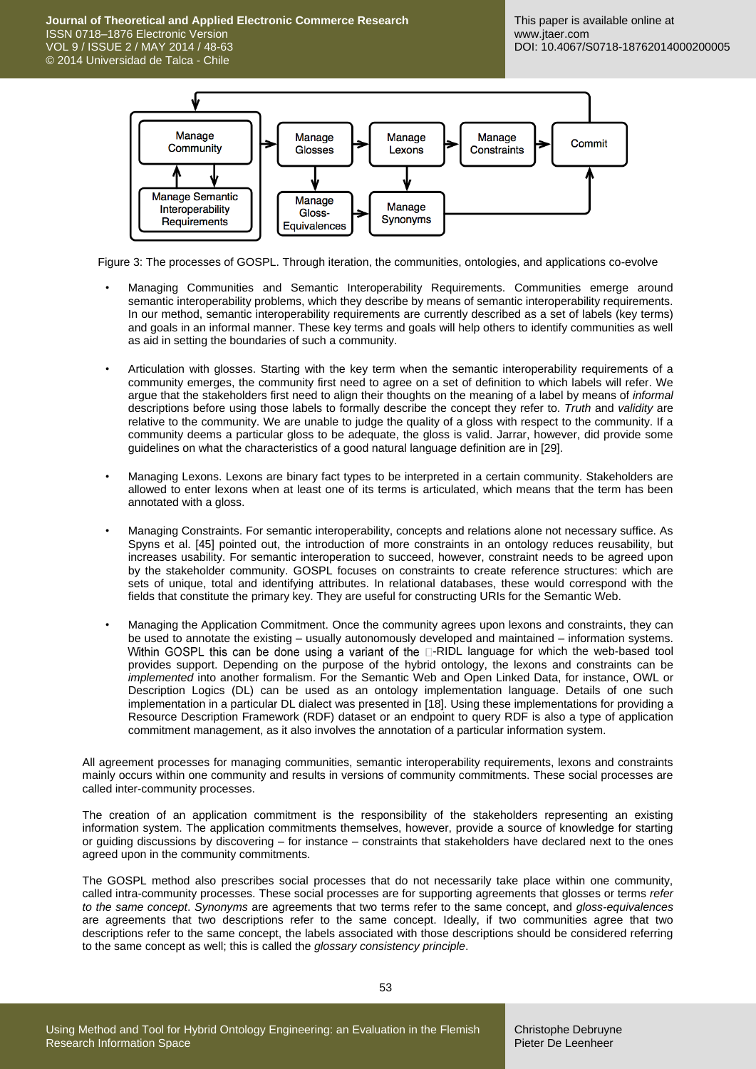Figure 3: The processes of GOSPL. Through iteration, the communities, ontologies, and applications co-evolve

- Managing Communities and Semantic Interoperability Requirements. Communities emerge around semantic interoperability problems, which they describe by means of semantic interoperability requirements. In our method, semantic interoperability requirements are currently described as a set of labels (key terms) and goals in an informal manner. These key terms and goals will help others to identify communities as well as aid in setting the boundaries of such a community.

- Articulation with glosses. Starting with the key term when the semantic interoperability requirements of a community emerges, the community first need to agree on a set of definition to which labels will refer. We argue that the stakeholders first need to align their thoughts on the meaning of a label by means of *informal* descriptions before using those labels to formally describe the concept they refer to. *Truth* and *validity* are relative to the community. We are unable to judge the quality of a gloss with respect to the community. If a community deems a particular gloss to be adequate, the gloss is valid. Jarrar, however, did provide some guidelines on what the characteristics of a good natural language definition are in [29].

- Managing Lexons. Lexons are binary fact types to be interpreted in a certain community. Stakeholders are allowed to enter lexons when at least one of its terms is articulated, which means that the term has been annotated with a gloss.

- Managing Constraints. For semantic interoperability, concepts and relations alone not necessary suffice. As Spyns et al. [45] pointed out, the introduction of more constraints in an ontology reduces reusability, but increases usability. For semantic interoperation to succeed, however, constraint needs to be agreed upon by the stakeholder community. GOSPL focuses on constraints to create reference structures: which are sets of unique, total and identifying attributes. In relational databases, these would correspond with the fields that constitute the primary key. They are useful for constructing URIs for the Semantic Web.

- Managing the Application Commitment. Once the community agrees upon lexons and constraints, they can be used to annotate the existing – usually autonomously developed and maintained – information systems. Within GOSPL this can be done using a variant of the Ω-RIDL language for which the web-based tool provides support. Depending on the purpose of the hybrid ontology, the lexons and constraints can be *implemented* into another formalism. For the Semantic Web and Open Linked Data, for instance, OWL or Description Logics (DL) can be used as an ontology implementation language. Details of one such implementation in a particular DL dialect was presented in [18]. Using these implementations for providing a Resource Description Framework (RDF) dataset or an endpoint to query RDF is also a type of application commitment management, as it also involves the annotation of a particular information system.

All agreement processes for managing communities, semantic interoperability requirements, lexons and constraints mainly occurs within one community and results in versions of community commitments. These social processes are called inter-community processes.

The creation of an application commitment is the responsibility of the stakeholders representing an existing information system. The application commitments themselves, however, provide a source of knowledge for starting or guiding discussions by discovering – for instance – constraints that stakeholders have declared next to the ones agreed upon in the community commitments.

The GOSPL method also prescribes social processes that do not necessarily take place within one community, called intra-community processes. These social processes are for supporting agreements that glosses or terms *refer to the same concept*. *Synonyms* are agreements that two terms refer to the same concept, and *gloss-equivalences* are agreements that two descriptions refer to the same concept. Ideally, if two communities agree that two descriptions refer to the same concept, the labels associated with those descriptions should be considered referring to the same concept as well; this is called the *glossary consistency principle*.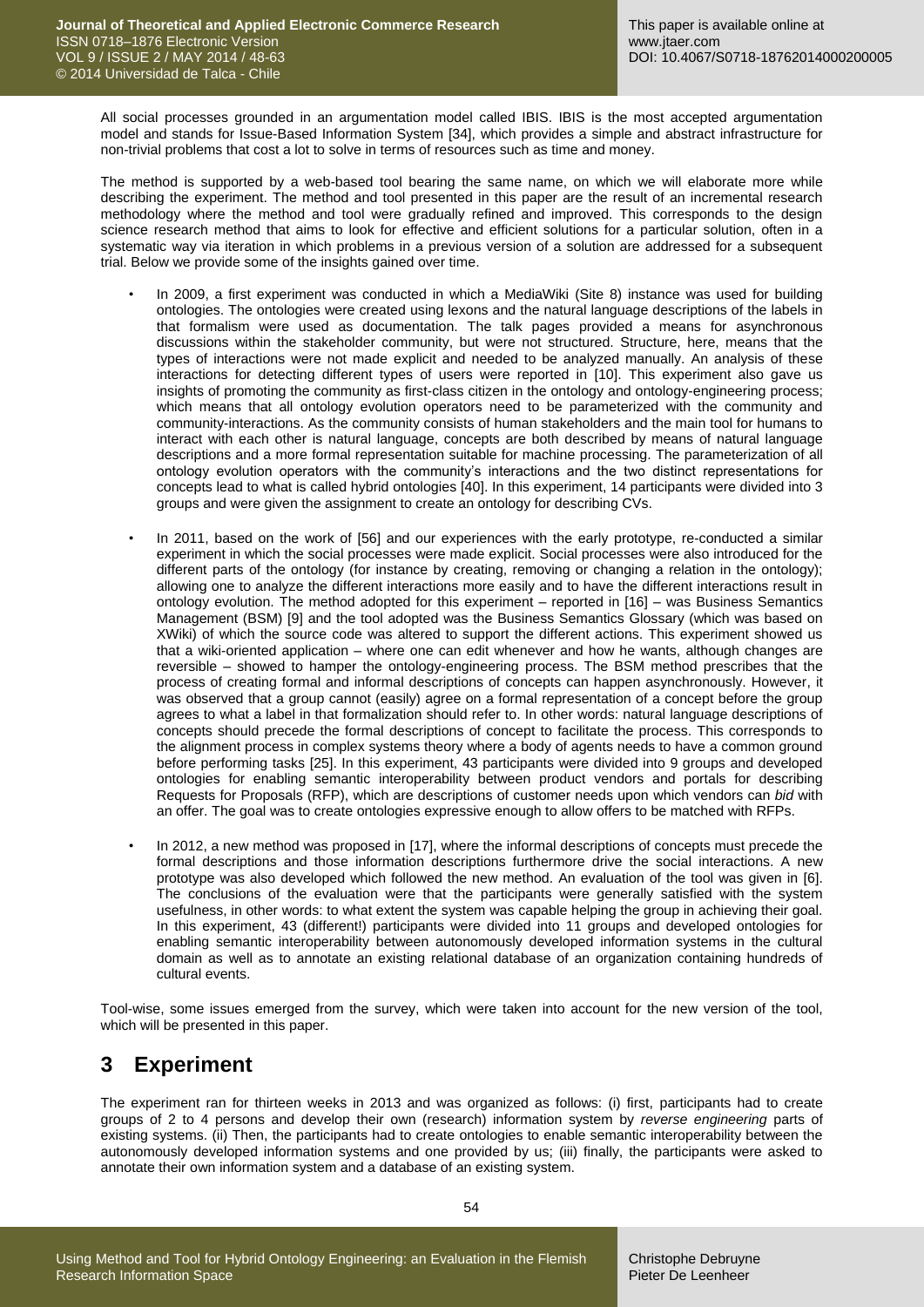All social processes grounded in an argumentation model called IBIS. IBIS is the most accepted argumentation model and stands for Issue-Based Information System [34], which provides a simple and abstract infrastructure for non-trivial problems that cost a lot to solve in terms of resources such as time and money.

The method is supported by a web-based tool bearing the same name, on which we will elaborate more while describing the experiment. The method and tool presented in this paper are the result of an incremental research methodology where the method and tool were gradually refined and improved. This corresponds to the design science research method that aims to look for effective and efficient solutions for a particular solution, often in a systematic way via iteration in which problems in a previous version of a solution are addressed for a subsequent trial. Below we provide some of the insights gained over time.

- In 2009, a first experiment was conducted in which a MediaWiki (Site 8) instance was used for building ontologies. The ontologies were created using lexons and the natural language descriptions of the labels in that formalism were used as documentation. The talk pages provided a means for asynchronous discussions within the stakeholder community, but were not structured. Structure, here, means that the types of interactions were not made explicit and needed to be analyzed manually. An analysis of these interactions for detecting different types of users were reported in [10]. This experiment also gave us insights of promoting the community as first-class citizen in the ontology and ontology-engineering process; which means that all ontology evolution operators need to be parameterized with the community and community-interactions. As the community consists of human stakeholders and the main tool for humans to interact with each other is natural language, concepts are both described by means of natural language descriptions and a more formal representation suitable for machine processing. The parameterization of all ontology evolution operators with the community's interactions and the two distinct representations for concepts lead to what is called hybrid ontologies [40]. In this experiment, 14 participants were divided into 3 groups and were given the assignment to create an ontology for describing CVs.
- In 2011, based on the work of [56] and our experiences with the early prototype, re-conducted a similar experiment in which the social processes were made explicit. Social processes were also introduced for the different parts of the ontology (for instance by creating, removing or changing a relation in the ontology); allowing one to analyze the different interactions more easily and to have the different interactions result in ontology evolution. The method adopted for this experiment – reported in [16] – was Business Semantics Management (BSM) [9] and the tool adopted was the Business Semantics Glossary (which was based on XWiki) of which the source code was altered to support the different actions. This experiment showed us that a wiki-oriented application – where one can edit whenever and how he wants, although changes are reversible – showed to hamper the ontology-engineering process. The BSM method prescribes that the process of creating formal and informal descriptions of concepts can happen asynchronously. However, it was observed that a group cannot (easily) agree on a formal representation of a concept before the group agrees to what a label in that formalization should refer to. In other words: natural language descriptions of concepts should precede the formal descriptions of concept to facilitate the process. This corresponds to the alignment process in complex systems theory where a body of agents needs to have a common ground before performing tasks [25]. In this experiment, 43 participants were divided into 9 groups and developed ontologies for enabling semantic interoperability between product vendors and portals for describing Requests for Proposals (RFP), which are descriptions of customer needs upon which vendors can *bid* with an offer. The goal was to create ontologies expressive enough to allow offers to be matched with RFPs.
- In 2012, a new method was proposed in [17], where the informal descriptions of concepts must precede the formal descriptions and those information descriptions furthermore drive the social interactions. A new prototype was also developed which followed the new method. An evaluation of the tool was given in [6]. The conclusions of the evaluation were that the participants were generally satisfied with the system usefulness, in other words: to what extent the system was capable helping the group in achieving their goal. In this experiment, 43 (different!) participants were divided into 11 groups and developed ontologies for enabling semantic interoperability between autonomously developed information systems in the cultural domain as well as to annotate an existing relational database of an organization containing hundreds of cultural events.

Tool-wise, some issues emerged from the survey, which were taken into account for the new version of the tool, which will be presented in this paper.

# 3 Experiment

The experiment ran for thirteen weeks in 2013 and was organized as follows: (i) first, participants had to create groups of 2 to 4 persons and develop their own (research) information system by *reverse engineering* parts of existing systems. (ii) Then, the participants had to create ontologies to enable semantic interoperability between the autonomously developed information systems and one provided by us; (iii) finally, the participants were asked to annotate their own information system and a database of an existing system.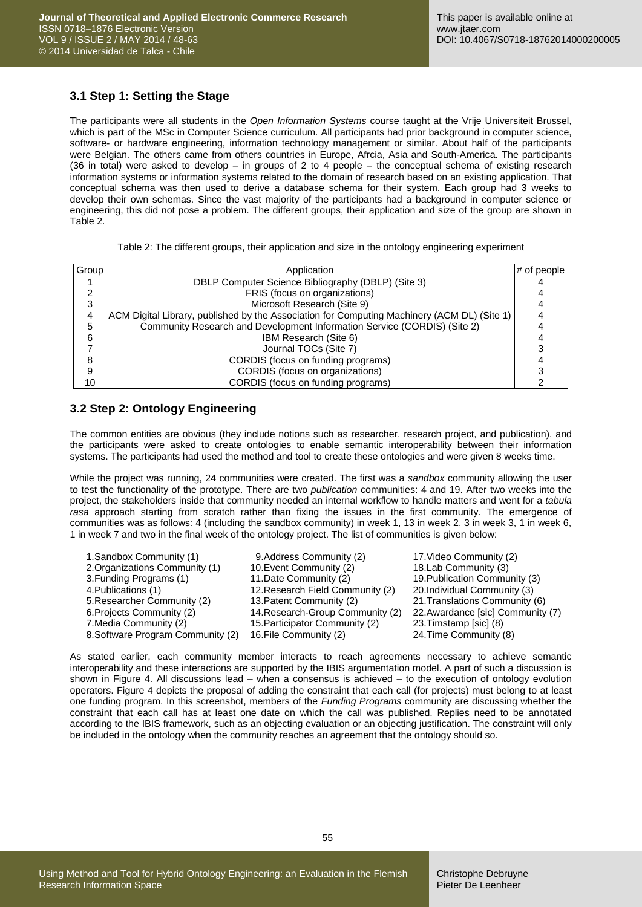### 3.1 Step 1: Setting the Stage

The participants were all students in the *Open Information Systems* course taught at the Vrije Universiteit Brussel, which is part of the MSc in Computer Science curriculum. All participants had prior background in computer science, software- or hardware engineering, information technology management or similar. About half of the participants were Belgian. The others came from others countries in Europe, Afrcia, Asia and South-America. The participants (36 in total) were asked to develop – in groups of 2 to 4 people – the conceptual schema of existing research information systems or information systems related to the domain of research based on an existing application. That conceptual schema was then used to derive a database schema for their system. Each group had 3 weeks to develop their own schemas. Since the vast majority of the participants had a background in computer science or engineering, this did not pose a problem. The different groups, their application and size of the group are shown in Table 2.

Table 2: The different groups, their application and size in the ontology engineering experiment

| Group | Application | # of people |
|---|---|---|
| 1 | DBLP Computer Science Bibliography (DBLP) (Site 3) | 4 |
| 2 | FRIS (focus on organizations) | 4 |
| 3 | Microsoft Research (Site 9) | 4 |
| 4 | ACM Digital Library, published by the Association for Computing Machinery (ACM DL) (Site 1) | 4 |
| 5 | Community Research and Development Information Service (CORDIS) (Site 2) | 4 |
| 6 | IBM Research (Site 6) | 4 |
| 7 | Journal TOCs (Site 7) | 3 |
| 8 | CORDIS (focus on funding programs) | 4 |
| 9 | CORDIS (focus on organizations) | 3 |
| 10 | CORDIS (focus on funding programs) | 2 |

### 3.2 Step 2: Ontology Engineering

The common entities are obvious (they include notions such as researcher, research project, and publication), and the participants were asked to create ontologies to enable semantic interoperability between their information systems. The participants had used the method and tool to create these ontologies and were given 8 weeks time.

While the project was running, 24 communities were created. The first was a *sandbox* community allowing the user to test the functionality of the prototype. There are two *publication* communities: 4 and 19. After two weeks into the project, the stakeholders inside that community needed an internal workflow to handle matters and went for a *tabula rasa* approach starting from scratch rather than fixing the issues in the first community. The emergence of communities was as follows: 4 (including the sandbox community) in week 1, 13 in week 2, 3 in week 3, 1 in week 6, 1 in week 7 and two in the final week of the ontology project. The list of communities is given below:

1. Sandbox Community (1)
2. Organizations Community (1)
3. Funding Programs (1)
4. Publications (1)
5. Researcher Community (2)
6. Projects Community (2)
7. Media Community (2)
8. Software Program Community (2)
9. Address Community (2)
10. Event Community (2)
11. Date Community (2)
12. Research Field Community (2)
13. Patent Community (2)
14. Research-Group Community (2)
15. Participator Community (2)
16. File Community (2)
17. Video Community (2)
18. Lab Community (3)
19. Publication Community (3)
20. Individual Community (3)
21. Translations Community (6)
22. Awardance [sic] Community (7)
23. Timstamp [sic] (8)
24. Time Community (8)

As stated earlier, each community member interacts to reach agreements necessary to achieve semantic interoperability and these interactions are supported by the IBIS argumentation model. A part of such a discussion is shown in Figure 4. All discussions lead – when a consensus is achieved – to the execution of ontology evolution operators. Figure 4 depicts the proposal of adding the constraint that each call (for projects) must belong to at least one funding program. In this screenshot, members of the *Funding Programs* community are discussing whether the constraint that each call has at least one date on which the call was published. Replies need to be annotated according to the IBIS framework, such as an objecting evaluation or an objecting justification. The constraint will only be included in the ontology when the community reaches an agreement that the ontology should so.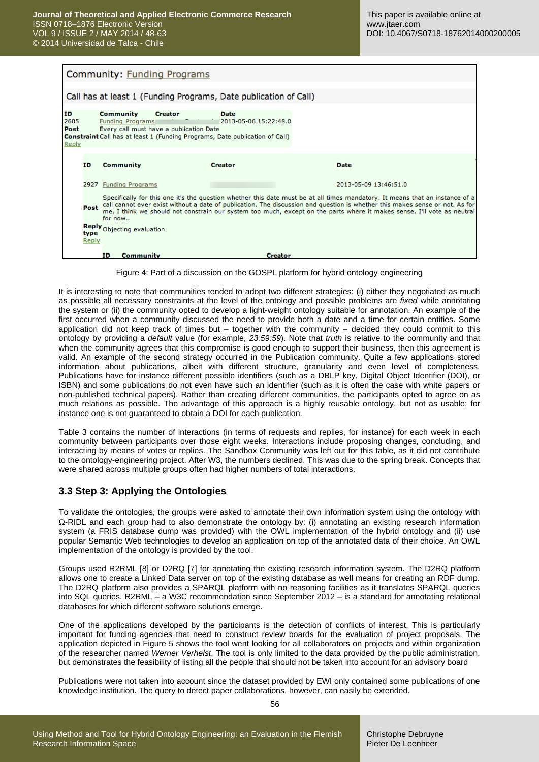Figure 4: Part of a discussion on the GOSPL platform for hybrid ontology engineering

It is interesting to note that communities tended to adopt two different strategies: (i) either they negotiated as much as possible all necessary constraints at the level of the ontology and possible problems are *fixed* while annotating the system or (ii) the community opted to develop a light-weight ontology suitable for annotation. An example of the first occurred when a community discussed the need to provide both a date and a time for certain entities. Some application did not keep track of times but – together with the community – decided they could commit to this ontology by providing a *default* value (for example, *23:59:59*). Note that *truth* is relative to the community and that when the community agrees that this compromise is good enough to support their business, then this agreement is valid. An example of the second strategy occurred in the Publication community. Quite a few applications stored information about publications, albeit with different structure, granularity and even level of completeness. Publications have for instance different possible identifiers (such as a DBLP key, Digital Object Identifier (DOI), or ISBN) and some publications do not even have such an identifier (such as it is often the case with white papers or non-published technical papers). Rather than creating different communities, the participants opted to agree on as much relations as possible. The advantage of this approach is a highly reusable ontology, but not as usable; for instance one is not guaranteed to obtain a DOI for each publication.

Table 3 contains the number of interactions (in terms of requests and replies, for instance) for each week in each community between participants over those eight weeks. Interactions include proposing changes, concluding, and interacting by means of votes or replies. The Sandbox Community was left out for this table, as it did not contribute to the ontology-engineering project. After W3, the numbers declined. This was due to the spring break. Concepts that were shared across multiple groups often had higher numbers of total interactions.

### 3.3 Step 3: Applying the Ontologies

To validate the ontologies, the groups were asked to annotate their own information system using the ontology with Ω-RIDL and each group had to also demonstrate the ontology by: (i) annotating an existing research information system (a FRIS database dump was provided) with the OWL implementation of the hybrid ontology and (ii) use popular Semantic Web technologies to develop an application on top of the annotated data of their choice. An OWL implementation of the ontology is provided by the tool.

Groups used R2RML [8] or D2RQ [7] for annotating the existing research information system. The D2RQ platform allows one to create a Linked Data server on top of the existing database as well means for creating an RDF dump. The D2RQ platform also provides a SPARQL platform with no reasoning facilities as it translates SPARQL queries into SQL queries. R2RML – a W3C recommendation since September 2012 – is a standard for annotating relational databases for which different software solutions emerge.

One of the applications developed by the participants is the detection of conflicts of interest. This is particularly important for funding agencies that need to construct review boards for the evaluation of project proposals. The application depicted in Figure 5 shows the tool went looking for all collaborators on projects and within organization of the researcher named *Werner Verhelst*. The tool is only limited to the data provided by the public administration, but demonstrates the feasibility of listing all the people that should not be taken into account for an advisory board

Publications were not taken into account since the dataset provided by EWI only contained some publications of one knowledge institution. The query to detect paper collaborations, however, can easily be extended.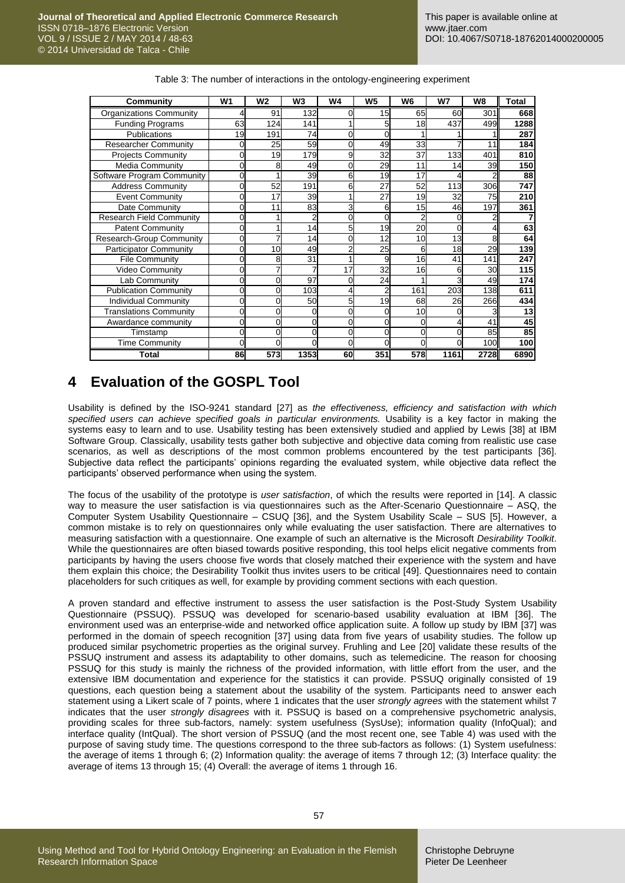Table 3: The number of interactions in the ontology-engineering experiment

| Community | W1 | W2 | W3 | W4 | W5 | W6 | W7 | W8 | Total |
|---|---|---|---|---|---|---|---|---|---|
| Organizations Community | 4 | 91 | 132 | 0 | 15 | 65 | 60 | 301 | **668** |
| Funding Programs | 63 | 124 | 141 | 1 | 5 | 18 | 437 | 499 | **1288** |
| Publications | 19 | 191 | 74 | 0 | 0 | 1 | 1 | 1 | **287** |
| Researcher Community | 0 | 25 | 59 | 0 | 49 | 33 | 7 | 11 | **184** |
| Projects Community | 0 | 19 | 179 | 9 | 32 | 37 | 133 | 401 | **810** |
| Media Community | 0 | 8 | 49 | 0 | 29 | 11 | 14 | 39 | **150** |
| Software Program Community | 0 | 1 | 39 | 6 | 19 | 17 | 4 | 2 | **88** |
| Address Community | 0 | 52 | 191 | 6 | 27 | 52 | 113 | 306 | **747** |
| Event Community | 0 | 17 | 39 | 1 | 27 | 19 | 32 | 75 | **210** |
| Date Community | 0 | 11 | 83 | 3 | 6 | 15 | 46 | 197 | **361** |
| Research Field Community | 0 | 1 | 2 | 0 | 0 | 2 | 0 | 2 | **7** |
| Patent Community | 0 | 1 | 14 | 5 | 19 | 20 | 0 | 4 | **63** |
| Research-Group Community | 0 | 7 | 14 | 0 | 12 | 10 | 13 | 8 | **64** |
| Participator Community | 0 | 10 | 49 | 2 | 25 | 6 | 18 | 29 | **139** |
| File Community | 0 | 8 | 31 | 1 | 9 | 16 | 41 | 141 | **247** |
| Video Community | 0 | 7 | 7 | 17 | 32 | 16 | 6 | 30 | **115** |
| Lab Community | 0 | 0 | 97 | 0 | 24 | 1 | 3 | 49 | **174** |
| Publication Community | 0 | 0 | 103 | 4 | 2 | 161 | 203 | 138 | **611** |
| Individual Community | 0 | 0 | 50 | 5 | 19 | 68 | 26 | 266 | **434** |
| Translations Community | 0 | 0 | 0 | 0 | 0 | 10 | 0 | 3 | **13** |
| Awardance community | 0 | 0 | 0 | 0 | 0 | 0 | 4 | 41 | **45** |
| Timstamp | 0 | 0 | 0 | 0 | 0 | 0 | 0 | 85 | **85** |
| Time Community | 0 | 0 | 0 | 0 | 0 | 0 | 0 | 100 | **100** |
| **Total** | **86** | **573** | **1353** | **60** | **351** | **578** | **1161** | **2728** | **6890** |

# 4 Evaluation of the GOSPL Tool

Usability is defined by the ISO-9241 standard [27] as *the effectiveness, efficiency and satisfaction with which specified users can achieve specified goals in particular environments.* Usability is a key factor in making the systems easy to learn and to use. Usability testing has been extensively studied and applied by Lewis [38] at IBM Software Group. Classically, usability tests gather both subjective and objective data coming from realistic use case scenarios, as well as descriptions of the most common problems encountered by the test participants [36]. Subjective data reflect the participants' opinions regarding the evaluated system, while objective data reflect the participants' observed performance when using the system.

The focus of the usability of the prototype is *user satisfaction*, of which the results were reported in [14]. A classic way to measure the user satisfaction is via questionnaires such as the After-Scenario Questionnaire – ASQ, the Computer System Usability Questionnaire – CSUQ [36], and the System Usability Scale – SUS [5]. However, a common mistake is to rely on questionnaires only while evaluating the user satisfaction. There are alternatives to measuring satisfaction with a questionnaire. One example of such an alternative is the Microsoft *Desirability Toolkit*. While the questionnaires are often biased towards positive responding, this tool helps elicit negative comments from participants by having the users choose five words that closely matched their experience with the system and have them explain this choice; the Desirability Toolkit thus invites users to be critical [49]. Questionnaires need to contain placeholders for such critiques as well, for example by providing comment sections with each question.

A proven standard and effective instrument to assess the user satisfaction is the Post-Study System Usability Questionnaire (PSSUQ). PSSUQ was developed for scenario-based usability evaluation at IBM [36]. The environment used was an enterprise-wide and networked office application suite. A follow up study by IBM [37] was performed in the domain of speech recognition [37] using data from five years of usability studies. The follow up produced similar psychometric properties as the original survey. Fruhling and Lee [20] validate these results of the PSSUQ instrument and assess its adaptability to other domains, such as telemedicine. The reason for choosing PSSUQ for this study is mainly the richness of the provided information, with little effort from the user, and the extensive IBM documentation and experience for the statistics it can provide. PSSUQ originally consisted of 19 questions, each question being a statement about the usability of the system. Participants need to answer each statement using a Likert scale of 7 points, where 1 indicates that the user *strongly agrees* with the statement whilst 7 indicates that the user *strongly disagrees* with it. PSSUQ is based on a comprehensive psychometric analysis, providing scales for three sub-factors, namely: system usefulness (SysUse); information quality (InfoQual); and interface quality (IntQual). The short version of PSSUQ (and the most recent one, see Table 4) was used with the purpose of saving study time. The questions correspond to the three sub-factors as follows: (1) System usefulness: the average of items 1 through 6; (2) Information quality: the average of items 7 through 12; (3) Interface quality: the average of items 13 through 15; (4) Overall: the average of items 1 through 16.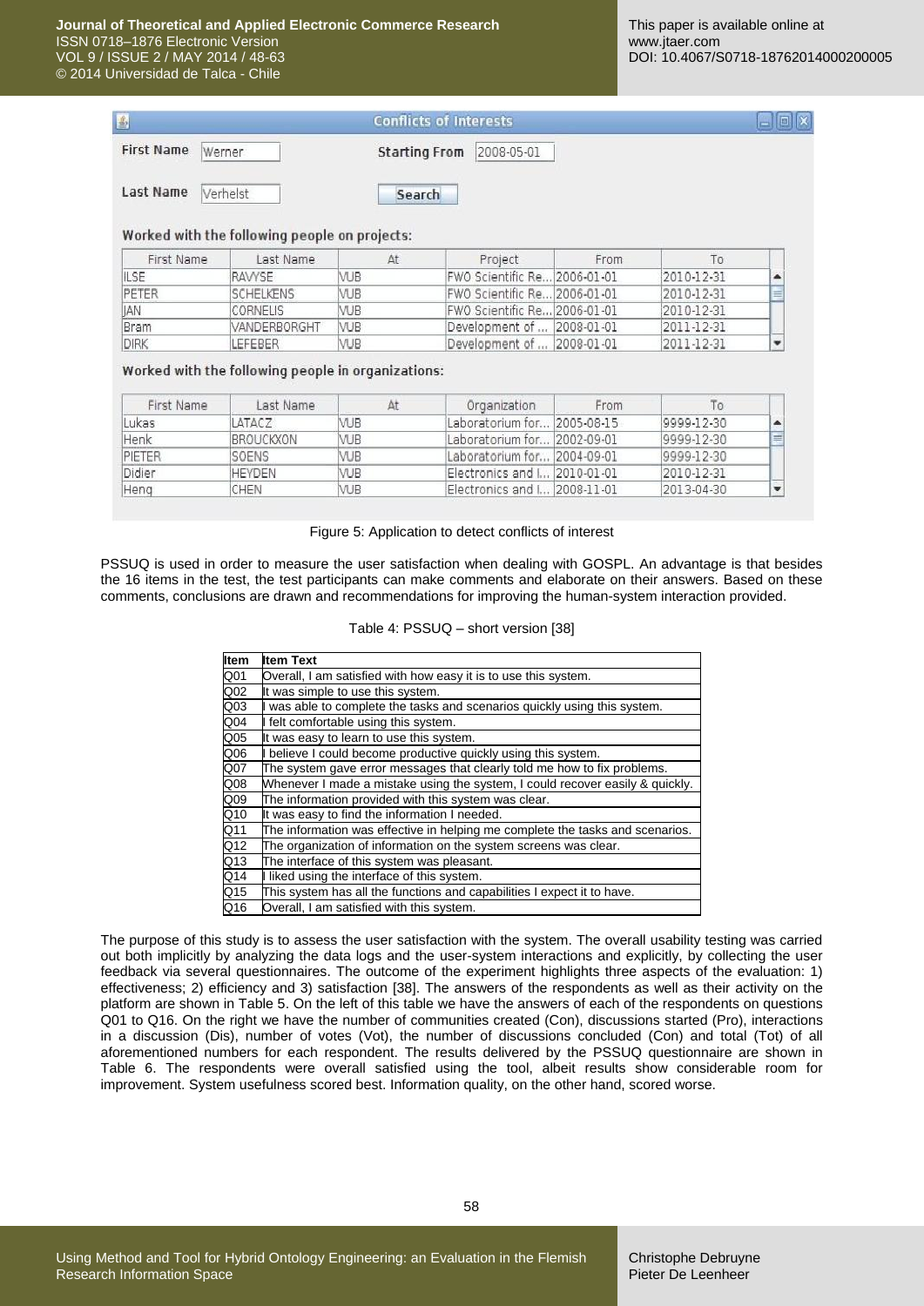| First Name | Last Name | At | Project | From | To |
|---|---|---|---|---|---|
| ILSE | RAVYSE | VUB | FWO Scientific Re... | 2006-01-01 | 2010-12-31 |
| PETER | SCHELKENS | VUB | FWO Scientific Re... | 2006-01-01 | 2010-12-31 |
| JAN | CORNELIS | VUB | FWO Scientific Re... | 2006-01-01 | 2010-12-31 |
| Bram | VANDERBORGHT | VUB | Development of ... | 2008-01-01 | 2011-12-31 |
| DIRK | LEFEBER | VUB | Development of ... | 2008-01-01 | 2011-12-31 |

| First Name | Last Name | At | Organization | From | To |
|---|---|---|---|---|---|
| Lukas | LATACZ | VUB | Laboratorium for... | 2005-08-15 | 9999-12-30 |
| Henk | BROUCKXON | VUB | Laboratorium for... | 2002-09-01 | 9999-12-30 |
| PIETER | SOENS | VUB | Laboratorium for... | 2004-09-01 | 9999-12-30 |
| Didier | HEYDEN | VUB | Electronics and I... | 2010-01-01 | 2010-12-31 |
| Heng | CHEN | VUB | Electronics and I... | 2008-11-01 | 2013-04-30 |

Figure 5: Application to detect conflicts of interest

PSSUQ is used in order to measure the user satisfaction when dealing with GOSPL. An advantage is that besides the 16 items in the test, the test participants can make comments and elaborate on their answers. Based on these comments, conclusions are drawn and recommendations for improving the human-system interaction provided.

Table 4: PSSUQ – short version [38]

| Item | Item Text |
|---|---|
| Q01 | Overall, I am satisfied with how easy it is to use this system. |
| Q02 | It was simple to use this system. |
| Q03 | I was able to complete the tasks and scenarios quickly using this system. |
| Q04 | I felt comfortable using this system. |
| Q05 | It was easy to learn to use this system. |
| Q06 | I believe I could become productive quickly using this system. |
| Q07 | The system gave error messages that clearly told me how to fix problems. |
| Q08 | Whenever I made a mistake using the system, I could recover easily & quickly. |
| Q09 | The information provided with this system was clear. |
| Q10 | It was easy to find the information I needed. |
| Q11 | The information was effective in helping me complete the tasks and scenarios. |
| Q12 | The organization of information on the system screens was clear. |
| Q13 | The interface of this system was pleasant. |
| Q14 | I liked using the interface of this system. |
| Q15 | This system has all the functions and capabilities I expect it to have. |
| Q16 | Overall, I am satisfied with this system. |

The purpose of this study is to assess the user satisfaction with the system. The overall usability testing was carried out both implicitly by analyzing the data logs and the user-system interactions and explicitly, by collecting the user feedback via several questionnaires. The outcome of the experiment highlights three aspects of the evaluation: 1) effectiveness; 2) efficiency and 3) satisfaction [38]. The answers of the respondents as well as their activity on the platform are shown in Table 5. On the left of this table we have the answers of each of the respondents on questions Q01 to Q16. On the right we have the number of communities created (Con), discussions started (Pro), interactions in a discussion (Dis), number of votes (Vot), the number of discussions concluded (Con) and total (Tot) of all aforementioned numbers for each respondent. The results delivered by the PSSUQ questionnaire are shown in Table 6. The respondents were overall satisfied using the tool, albeit results show considerable room for improvement. System usefulness scored best. Information quality, on the other hand, scored worse.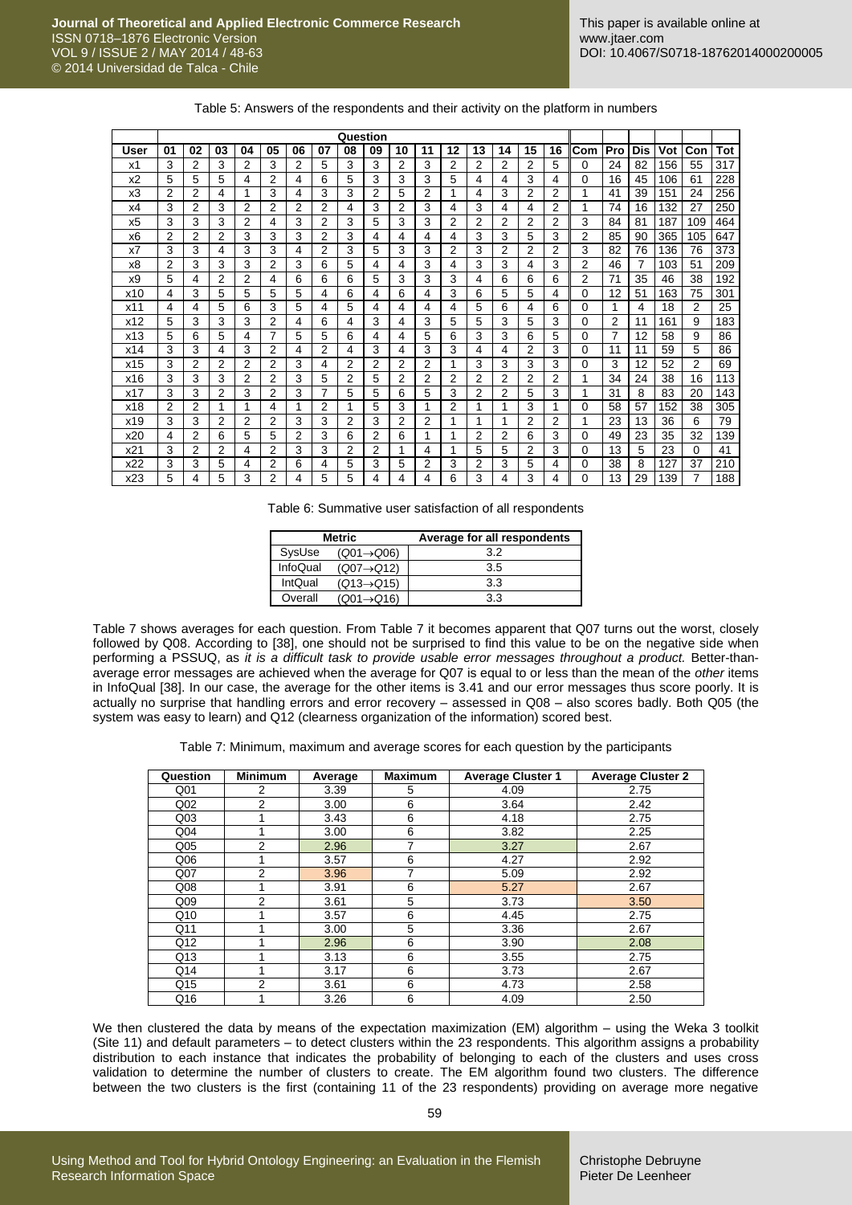Table 5: Answers of the respondents and their activity on the platform in numbers

| | Question | | | | | | | | | | | | | | | | | | | | | |
|---|---|---|---|---|---|---|---|---|---|---|---|---|---|---|---|---|---|---|---|---|---|---|
| User | 01 | 02 | 03 | 04 | 05 | 06 | 07 | 08 | 09 | 10 | 11 | 12 | 13 | 14 | 15 | 16 | Com | Pro | Dis | Vot | Con | Tot |
| x1 | 3 | 2 | 3 | 2 | 3 | 2 | 5 | 3 | 3 | 2 | 3 | 2 | 2 | 2 | 2 | 5 | 0 | 24 | 82 | 156 | 55 | 317 |
| x2 | 5 | 5 | 5 | 4 | 2 | 4 | 6 | 5 | 3 | 3 | 3 | 5 | 4 | 4 | 3 | 4 | 0 | 16 | 45 | 106 | 61 | 228 |
| x3 | 2 | 2 | 4 | 1 | 3 | 4 | 3 | 3 | 2 | 5 | 2 | 1 | 4 | 3 | 2 | 2 | 1 | 41 | 39 | 151 | 24 | 256 |
| x4 | 3 | 2 | 3 | 2 | 2 | 2 | 2 | 4 | 3 | 2 | 3 | 4 | 3 | 4 | 4 | 2 | 1 | 74 | 16 | 132 | 27 | 250 |
| x5 | 3 | 3 | 3 | 2 | 4 | 3 | 2 | 3 | 5 | 3 | 3 | 2 | 2 | 2 | 2 | 2 | 3 | 84 | 81 | 187 | 109 | 464 |
| x6 | 2 | 2 | 2 | 3 | 3 | 3 | 2 | 3 | 4 | 4 | 4 | 4 | 3 | 3 | 5 | 3 | 2 | 85 | 90 | 365 | 105 | 647 |
| x7 | 3 | 3 | 4 | 3 | 3 | 4 | 2 | 3 | 5 | 3 | 3 | 2 | 3 | 2 | 2 | 2 | 3 | 82 | 76 | 136 | 76 | 373 |
| x8 | 2 | 3 | 3 | 3 | 2 | 3 | 6 | 5 | 4 | 4 | 3 | 4 | 3 | 3 | 4 | 3 | 2 | 46 | 7 | 103 | 51 | 209 |
| x9 | 5 | 4 | 2 | 2 | 4 | 6 | 6 | 6 | 5 | 3 | 3 | 3 | 4 | 6 | 6 | 6 | 2 | 71 | 35 | 46 | 38 | 192 |
| x10 | 4 | 3 | 5 | 5 | 5 | 5 | 4 | 6 | 4 | 6 | 4 | 3 | 6 | 5 | 5 | 4 | 0 | 12 | 51 | 163 | 75 | 301 |
| x11 | 4 | 4 | 5 | 6 | 3 | 5 | 4 | 5 | 4 | 4 | 4 | 4 | 5 | 6 | 4 | 6 | 0 | 1 | 4 | 18 | 2 | 25 |
| x12 | 5 | 3 | 3 | 3 | 2 | 4 | 6 | 4 | 3 | 4 | 3 | 5 | 5 | 3 | 5 | 3 | 0 | 2 | 11 | 161 | 9 | 183 |
| x13 | 5 | 6 | 5 | 4 | 7 | 5 | 5 | 6 | 4 | 4 | 5 | 6 | 3 | 3 | 6 | 5 | 0 | 7 | 12 | 58 | 9 | 86 |
| x14 | 3 | 3 | 4 | 3 | 2 | 4 | 2 | 4 | 3 | 4 | 3 | 3 | 4 | 4 | 2 | 3 | 0 | 11 | 11 | 59 | 5 | 86 |
| x15 | 3 | 2 | 2 | 2 | 2 | 3 | 4 | 2 | 2 | 2 | 2 | 1 | 3 | 3 | 3 | 3 | 0 | 3 | 12 | 52 | 2 | 69 |
| x16 | 3 | 3 | 3 | 2 | 2 | 3 | 5 | 2 | 5 | 2 | 2 | 2 | 2 | 2 | 2 | 2 | 1 | 34 | 24 | 38 | 16 | 113 |
| x17 | 3 | 3 | 2 | 3 | 2 | 3 | 7 | 5 | 5 | 6 | 5 | 3 | 2 | 2 | 5 | 3 | 1 | 31 | 8 | 83 | 20 | 143 |
| x18 | 2 | 2 | 1 | 1 | 4 | 1 | 2 | 1 | 5 | 3 | 1 | 2 | 1 | 1 | 3 | 1 | 0 | 58 | 57 | 152 | 38 | 305 |
| x19 | 3 | 3 | 2 | 2 | 2 | 3 | 3 | 2 | 3 | 2 | 2 | 1 | 1 | 1 | 2 | 2 | 1 | 23 | 13 | 36 | 6 | 79 |
| x20 | 4 | 2 | 6 | 5 | 5 | 2 | 3 | 6 | 2 | 6 | 1 | 1 | 2 | 2 | 6 | 3 | 0 | 49 | 23 | 35 | 32 | 139 |
| x21 | 3 | 2 | 2 | 4 | 2 | 3 | 3 | 2 | 2 | 1 | 4 | 1 | 5 | 5 | 2 | 3 | 0 | 13 | 5 | 23 | 0 | 41 |
| x22 | 3 | 3 | 5 | 4 | 2 | 6 | 4 | 5 | 3 | 5 | 2 | 3 | 2 | 3 | 5 | 4 | 0 | 38 | 8 | 127 | 37 | 210 |
| x23 | 5 | 4 | 5 | 3 | 2 | 4 | 5 | 5 | 4 | 4 | 4 | 6 | 3 | 4 | 3 | 4 | 0 | 13 | 29 | 139 | 7 | 188 |

Table 6: Summative user satisfaction of all respondents

| Metric | | Average for all respondents |
|---|---|---|
| SysUse | ($Q01 \rightarrow Q06$) | 3.2 |
| InfoQual | ($Q07 \rightarrow Q12$) | 3.5 |
| IntQual | ($Q13 \rightarrow Q15$) | 3.3 |
| Overall | ($Q01 \rightarrow Q16$) | 3.3 |

Table 7 shows averages for each question. From Table 7 it becomes apparent that Q07 turns out the worst, closely followed by Q08. According to [38], one should not be surprised to find this value to be on the negative side when performing a PSSUQ, as *it is a difficult task to provide usable error messages throughout a product.* Better-than-average error messages are achieved when the average for Q07 is equal to or less than the mean of the *other* items in InfoQual [38]. In our case, the average for the other items is 3.41 and our error messages thus score poorly. It is actually no surprise that handling errors and error recovery – assessed in Q08 – also scores badly. Both Q05 (the system was easy to learn) and Q12 (clearness organization of the information) scored best.

Table 7: Minimum, maximum and average scores for each question by the participants

| Question | Minimum | Average | Maximum | Average Cluster 1 | Average Cluster 2 |
|---|---|---|---|---|---|
| Q01 | 2 | 3.39 | 5 | 4.09 | 2.75 |
| Q02 | 2 | 3.00 | 6 | 3.64 | 2.42 |
| Q03 | 1 | 3.43 | 6 | 4.18 | 2.75 |
| Q04 | 1 | 3.00 | 6 | 3.82 | 2.25 |
| Q05 | 2 | 2.96 | 7 | 3.27 | 2.67 |
| Q06 | 1 | 3.57 | 6 | 4.27 | 2.92 |
| Q07 | 2 | 3.96 | 7 | 5.09 | 2.92 |
| Q08 | 1 | 3.91 | 6 | 5.27 | 2.67 |
| Q09 | 2 | 3.61 | 5 | 3.73 | 3.50 |
| Q10 | 1 | 3.57 | 6 | 4.45 | 2.75 |
| Q11 | 1 | 3.00 | 5 | 3.36 | 2.67 |
| Q12 | 1 | 2.96 | 6 | 3.90 | 2.08 |
| Q13 | 1 | 3.13 | 6 | 3.55 | 2.75 |
| Q14 | 1 | 3.17 | 6 | 3.73 | 2.67 |
| Q15 | 2 | 3.61 | 6 | 4.73 | 2.58 |
| Q16 | 1 | 3.26 | 6 | 4.09 | 2.50 |

We then clustered the data by means of the expectation maximization (EM) algorithm – using the Weka 3 toolkit (Site 11) and default parameters – to detect clusters within the 23 respondents. This algorithm assigns a probability distribution to each instance that indicates the probability of belonging to each of the clusters and uses cross validation to determine the number of clusters to create. The EM algorithm found two clusters. The difference between the two clusters is the first (containing 11 of the 23 respondents) providing on average more negative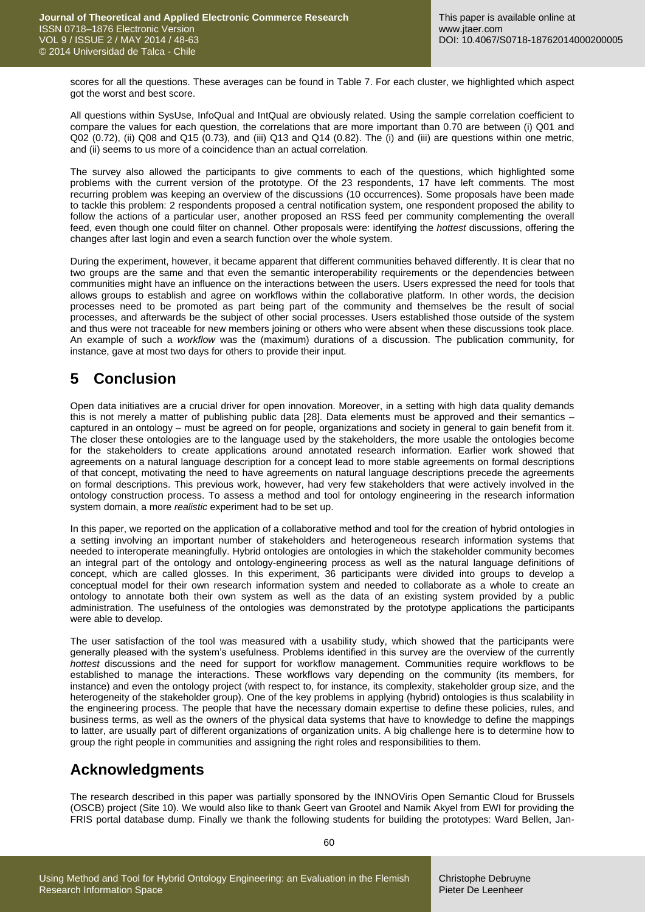scores for all the questions. These averages can be found in Table 7. For each cluster, we highlighted which aspect got the worst and best score.

All questions within SysUse, InfoQual and IntQual are obviously related. Using the sample correlation coefficient to compare the values for each question, the correlations that are more important than 0.70 are between (i) Q01 and Q02 (0.72), (ii) Q08 and Q15 (0.73), and (iii) Q13 and Q14 (0.82). The (i) and (iii) are questions within one metric, and (ii) seems to us more of a coincidence than an actual correlation.

The survey also allowed the participants to give comments to each of the questions, which highlighted some problems with the current version of the prototype. Of the 23 respondents, 17 have left comments. The most recurring problem was keeping an overview of the discussions (10 occurrences). Some proposals have been made to tackle this problem: 2 respondents proposed a central notification system, one respondent proposed the ability to follow the actions of a particular user, another proposed an RSS feed per community complementing the overall feed, even though one could filter on channel. Other proposals were: identifying the *hottest* discussions, offering the changes after last login and even a search function over the whole system.

During the experiment, however, it became apparent that different communities behaved differently. It is clear that no two groups are the same and that even the semantic interoperability requirements or the dependencies between communities might have an influence on the interactions between the users. Users expressed the need for tools that allows groups to establish and agree on workflows within the collaborative platform. In other words, the decision processes need to be promoted as part being part of the community and themselves be the result of social processes, and afterwards be the subject of other social processes. Users established those outside of the system and thus were not traceable for new members joining or others who were absent when these discussions took place. An example of such a *workflow* was the (maximum) durations of a discussion. The publication community, for instance, gave at most two days for others to provide their input.

# 5 Conclusion

Open data initiatives are a crucial driver for open innovation. Moreover, in a setting with high data quality demands this is not merely a matter of publishing public data [28]. Data elements must be approved and their semantics – captured in an ontology – must be agreed on for people, organizations and society in general to gain benefit from it. The closer these ontologies are to the language used by the stakeholders, the more usable the ontologies become for the stakeholders to create applications around annotated research information. Earlier work showed that agreements on a natural language description for a concept lead to more stable agreements on formal descriptions of that concept, motivating the need to have agreements on natural language descriptions precede the agreements on formal descriptions. This previous work, however, had very few stakeholders that were actively involved in the ontology construction process. To assess a method and tool for ontology engineering in the research information system domain, a more *realistic* experiment had to be set up.

In this paper, we reported on the application of a collaborative method and tool for the creation of hybrid ontologies in a setting involving an important number of stakeholders and heterogeneous research information systems that needed to interoperate meaningfully. Hybrid ontologies are ontologies in which the stakeholder community becomes an integral part of the ontology and ontology-engineering process as well as the natural language definitions of concept, which are called glosses. In this experiment, 36 participants were divided into groups to develop a conceptual model for their own research information system and needed to collaborate as a whole to create an ontology to annotate both their own system as well as the data of an existing system provided by a public administration. The usefulness of the ontologies was demonstrated by the prototype applications the participants were able to develop.

The user satisfaction of the tool was measured with a usability study, which showed that the participants were generally pleased with the system's usefulness. Problems identified in this survey are the overview of the currently *hottest* discussions and the need for support for workflow management. Communities require workflows to be established to manage the interactions. These workflows vary depending on the community (its members, for instance) and even the ontology project (with respect to, for instance, its complexity, stakeholder group size, and the heterogeneity of the stakeholder group). One of the key problems in applying (hybrid) ontologies is thus scalability in the engineering process. The people that have the necessary domain expertise to define these policies, rules, and business terms, as well as the owners of the physical data systems that have to knowledge to define the mappings to latter, are usually part of different organizations of organization units. A big challenge here is to determine how to group the right people in communities and assigning the right roles and responsibilities to them.

# Acknowledgments

The research described in this paper was partially sponsored by the INNOViris Open Semantic Cloud for Brussels (OSCB) project (Site 10). We would also like to thank Geert van Grootel and Namik Akyel from EWI for providing the FRIS portal database dump. Finally we thank the following students for building the prototypes: Ward Bellen, Jan-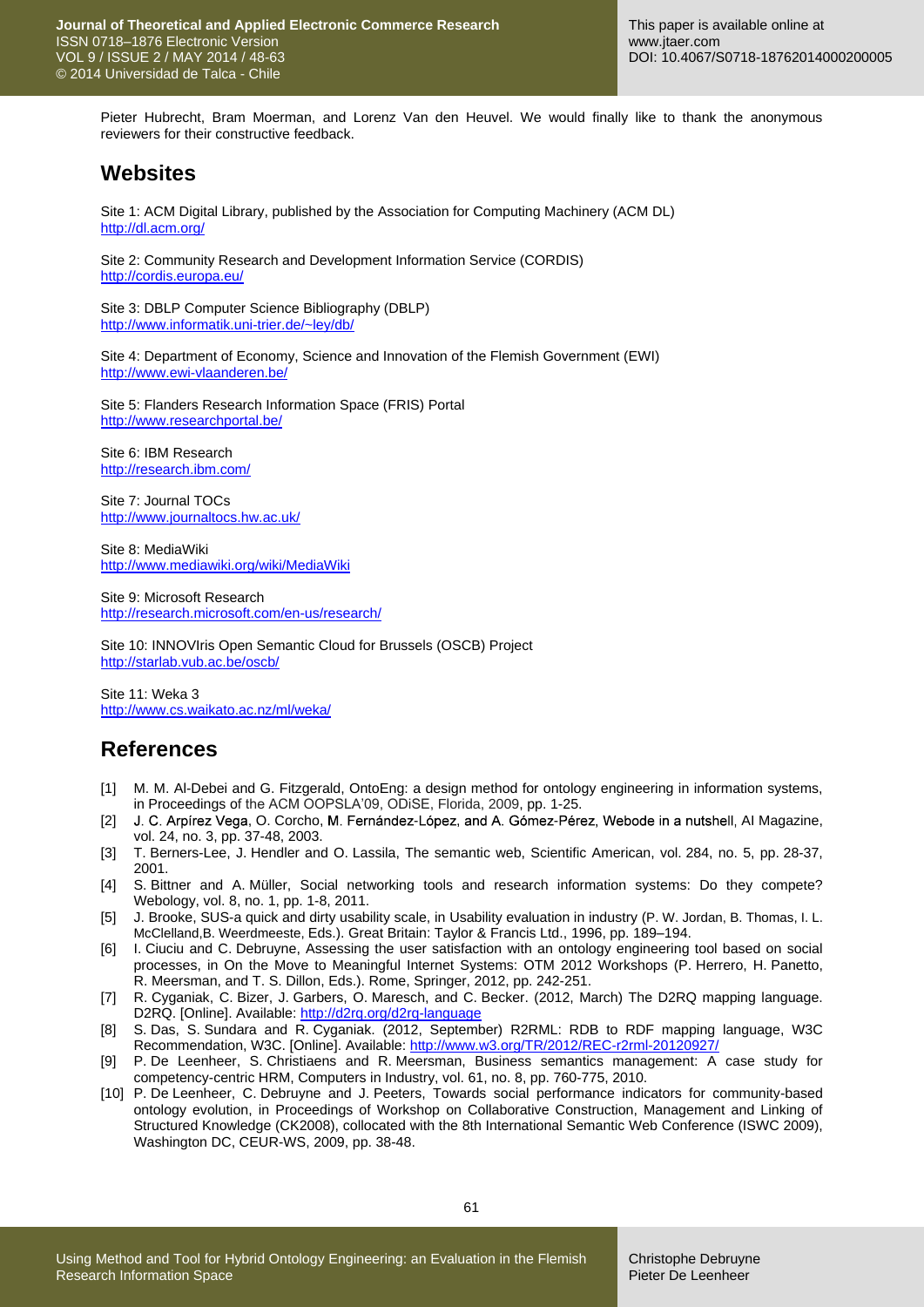Pieter Hubrecht, Bram Moerman, and Lorenz Van den Heuvel. We would finally like to thank the anonymous reviewers for their constructive feedback.

## Websites

Site 1: ACM Digital Library, published by the Association for Computing Machinery (ACM DL)
http://dl.acm.org/

Site 2: Community Research and Development Information Service (CORDIS)
http://cordis.europa.eu/

Site 3: DBLP Computer Science Bibliography (DBLP)
http://www.informatik.uni-trier.de/~ley/db/

Site 4: Department of Economy, Science and Innovation of the Flemish Government (EWI)
http://www.ewi-vlaanderen.be/

Site 5: Flanders Research Information Space (FRIS) Portal
http://www.researchportal.be/

Site 6: IBM Research
http://research.ibm.com/

Site 7: Journal TOCs
http://www.journaltocs.hw.ac.uk/

Site 8: MediaWiki
http://www.mediawiki.org/wiki/MediaWiki

Site 9: Microsoft Research
http://research.microsoft.com/en-us/research/

Site 10: INNOVIris Open Semantic Cloud for Brussels (OSCB) Project
http://starlab.vub.ac.be/oscb/

Site 11: Weka 3
http://www.cs.waikato.ac.nz/ml/weka/

## References

[1] M. M. Al-Debei and G. Fitzgerald, OntoEng: a design method for ontology engineering in information systems, in Proceedings of the ACM OOPSLA'09, ODiSE, Florida, 2009, pp. 1-25.

[2] J. C. Arpírez Vega, O. Corcho, M. Fernández-López, and A. Gómez-Pérez, Webode in a nutshell, AI Magazine, vol. 24, no. 3, pp. 37-48, 2003.

[3] T. Berners-Lee, J. Hendler and O. Lassila, The semantic web, Scientific American, vol. 284, no. 5, pp. 28-37, 2001.

[4] S. Bittner and A. Müller, Social networking tools and research information systems: Do they compete? Webology, vol. 8, no. 1, pp. 1-8, 2011.

[5] J. Brooke, SUS-a quick and dirty usability scale, in Usability evaluation in industry (P. W. Jordan, B. Thomas, I. L. McClelland,B. Weerdmeeste, Eds.). Great Britain: Taylor & Francis Ltd., 1996, pp. 189–194.

[6] I. Ciuciu and C. Debruyne, Assessing the user satisfaction with an ontology engineering tool based on social processes, in On the Move to Meaningful Internet Systems: OTM 2012 Workshops (P. Herrero, H. Panetto, R. Meersman, and T. S. Dillon, Eds.). Rome, Springer, 2012, pp. 242-251.

[7] R. Cyganiak, C. Bizer, J. Garbers, O. Maresch, and C. Becker. (2012, March) The D2RQ mapping language. D2RQ. [Online]. Available: http://d2rq.org/d2rq-language

[8] S. Das, S. Sundara and R. Cyganiak. (2012, September) R2RML: RDB to RDF mapping language, W3C Recommendation, W3C. [Online]. Available: http://www.w3.org/TR/2012/REC-r2rml-20120927/

[9] P. De Leenheer, S. Christiaens and R. Meersman, Business semantics management: A case study for competency-centric HRM, Computers in Industry, vol. 61, no. 8, pp. 760-775, 2010.

[10] P. De Leenheer, C. Debruyne and J. Peeters, Towards social performance indicators for community-based ontology evolution, in Proceedings of Workshop on Collaborative Construction, Management and Linking of Structured Knowledge (CK2008), collocated with the 8th International Semantic Web Conference (ISWC 2009), Washington DC, CEUR-WS, 2009, pp. 38-48.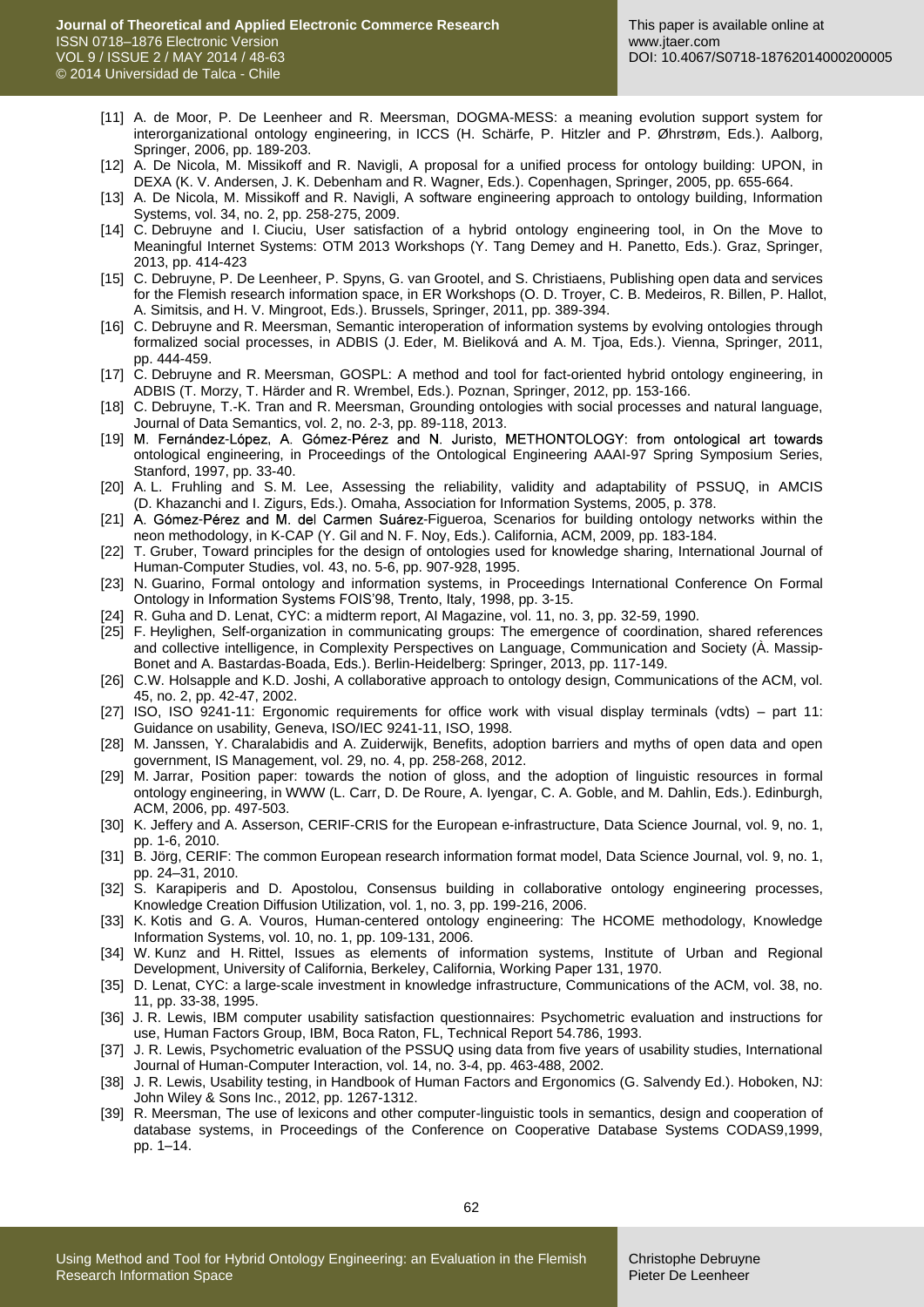[11] A. de Moor, P. De Leenheer and R. Meersman, DOGMA-MESS: a meaning evolution support system for interorganizational ontology engineering, in ICCS (H. Schärfe, P. Hitzler and P. Øhrstrøm, Eds.). Aalborg, Springer, 2006, pp. 189-203.

[12] A. De Nicola, M. Missikoff and R. Navigli, A proposal for a unified process for ontology building: UPON, in DEXA (K. V. Andersen, J. K. Debenham and R. Wagner, Eds.). Copenhagen, Springer, 2005, pp. 655-664.

[13] A. De Nicola, M. Missikoff and R. Navigli, A software engineering approach to ontology building, Information Systems, vol. 34, no. 2, pp. 258-275, 2009.

[14] C. Debruyne and I. Ciuciu, User satisfaction of a hybrid ontology engineering tool, in On the Move to Meaningful Internet Systems: OTM 2013 Workshops (Y. Tang Demey and H. Panetto, Eds.). Graz, Springer, 2013, pp. 414-423

[15] C. Debruyne, P. De Leenheer, P. Spyns, G. van Grootel, and S. Christiaens, Publishing open data and services for the Flemish research information space, in ER Workshops (O. D. Troyer, C. B. Medeiros, R. Billen, P. Hallot, A. Simitsis, and H. V. Mingroot, Eds.). Brussels, Springer, 2011, pp. 389-394.

[16] C. Debruyne and R. Meersman, Semantic interoperation of information systems by evolving ontologies through formalized social processes, in ADBIS (J. Eder, M. Bieliková and A. M. Tjoa, Eds.). Vienna, Springer, 2011, pp. 444-459.

[17] C. Debruyne and R. Meersman, GOSPL: A method and tool for fact-oriented hybrid ontology engineering, in ADBIS (T. Morzy, T. Härder and R. Wrembel, Eds.). Poznan, Springer, 2012, pp. 153-166.

[18] C. Debruyne, T.-K. Tran and R. Meersman, Grounding ontologies with social processes and natural language, Journal of Data Semantics, vol. 2, no. 2-3, pp. 89-118, 2013.

[19] M. Fernández-López, A. Gómez-Pérez and N. Juristo, METHONTOLOGY: from ontological art towards ontological engineering, in Proceedings of the Ontological Engineering AAAI-97 Spring Symposium Series, Stanford, 1997, pp. 33-40.

[20] A. L. Fruhling and S. M. Lee, Assessing the reliability, validity and adaptability of PSSUQ, in AMCIS (D. Khazanchi and I. Zigurs, Eds.). Omaha, Association for Information Systems, 2005, p. 378.

[21] A. Gómez-Pérez and M. del Carmen Suárez-Figueroa, Scenarios for building ontology networks within the neon methodology, in K-CAP (Y. Gil and N. F. Noy, Eds.). California, ACM, 2009, pp. 183-184.

[22] T. Gruber, Toward principles for the design of ontologies used for knowledge sharing, International Journal of Human-Computer Studies, vol. 43, no. 5-6, pp. 907-928, 1995.

[23] N. Guarino, Formal ontology and information systems, in Proceedings International Conference On Formal Ontology in Information Systems FOIS'98, Trento, Italy, 1998, pp. 3-15.

[24] R. Guha and D. Lenat, CYC: a midterm report, AI Magazine, vol. 11, no. 3, pp. 32-59, 1990.

[25] F. Heylighen, Self-organization in communicating groups: The emergence of coordination, shared references and collective intelligence, in Complexity Perspectives on Language, Communication and Society (À. Massip-Bonet and A. Bastardas-Boada, Eds.). Berlin-Heidelberg: Springer, 2013, pp. 117-149.

[26] C.W. Holsapple and K.D. Joshi, A collaborative approach to ontology design, Communications of the ACM, vol. 45, no. 2, pp. 42-47, 2002.

[27] ISO, ISO 9241-11: Ergonomic requirements for office work with visual display terminals (vdts) – part 11: Guidance on usability, Geneva, ISO/IEC 9241-11, ISO, 1998.

[28] M. Janssen, Y. Charalabidis and A. Zuiderwijk, Benefits, adoption barriers and myths of open data and open government, IS Management, vol. 29, no. 4, pp. 258-268, 2012.

[29] M. Jarrar, Position paper: towards the notion of gloss, and the adoption of linguistic resources in formal ontology engineering, in WWW (L. Carr, D. De Roure, A. Iyengar, C. A. Goble, and M. Dahlin, Eds.). Edinburgh, ACM, 2006, pp. 497-503.

[30] K. Jeffery and A. Asserson, CERIF-CRIS for the European e-infrastructure, Data Science Journal, vol. 9, no. 1, pp. 1-6, 2010.

[31] B. Jörg, CERIF: The common European research information format model, Data Science Journal, vol. 9, no. 1, pp. 24–31, 2010.

[32] S. Karapiperis and D. Apostolou, Consensus building in collaborative ontology engineering processes, Knowledge Creation Diffusion Utilization, vol. 1, no. 3, pp. 199-216, 2006.

[33] K. Kotis and G. A. Vouros, Human-centered ontology engineering: The HCOME methodology, Knowledge Information Systems, vol. 10, no. 1, pp. 109-131, 2006.

[34] W. Kunz and H. Rittel, Issues as elements of information systems, Institute of Urban and Regional Development, University of California, Berkeley, California, Working Paper 131, 1970.

[35] D. Lenat, CYC: a large-scale investment in knowledge infrastructure, Communications of the ACM, vol. 38, no. 11, pp. 33-38, 1995.

[36] J. R. Lewis, IBM computer usability satisfaction questionnaires: Psychometric evaluation and instructions for use, Human Factors Group, IBM, Boca Raton, FL, Technical Report 54.786, 1993.

[37] J. R. Lewis, Psychometric evaluation of the PSSUQ using data from five years of usability studies, International Journal of Human-Computer Interaction, vol. 14, no. 3-4, pp. 463-488, 2002.

[38] J. R. Lewis, Usability testing, in Handbook of Human Factors and Ergonomics (G. Salvendy Ed.). Hoboken, NJ: John Wiley & Sons Inc., 2012, pp. 1267-1312.

[39] R. Meersman, The use of lexicons and other computer-linguistic tools in semantics, design and cooperation of database systems, in Proceedings of the Conference on Cooperative Database Systems CODAS9,1999, pp. 1–14.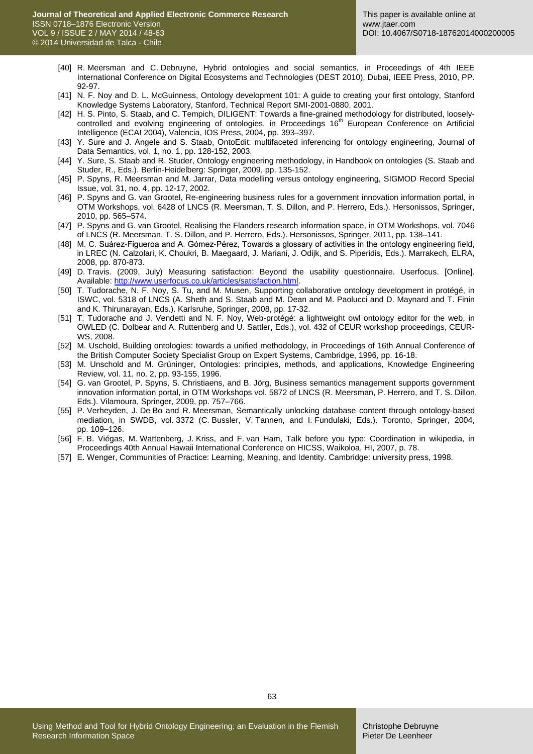[40] R. Meersman and C. Debruyne, Hybrid ontologies and social semantics, in Proceedings of 4th IEEE International Conference on Digital Ecosystems and Technologies (DEST 2010), Dubai, IEEE Press, 2010, PP. 92-97.

[41] N. F. Noy and D. L. McGuinness, Ontology development 101: A guide to creating your first ontology, Stanford Knowledge Systems Laboratory, Stanford, Technical Report SMI-2001-0880, 2001.

[42] H. S. Pinto, S. Staab, and C. Tempich, DILIGENT: Towards a fine-grained methodology for distributed, loosely-controlled and evolving engineering of ontologies, in Proceedings 16th European Conference on Artificial Intelligence (ECAI 2004), Valencia, IOS Press, 2004, pp. 393–397.

[43] Y. Sure and J. Angele and S. Staab, OntoEdit: multifaceted inferencing for ontology engineering, Journal of Data Semantics, vol. 1, no. 1, pp. 128-152, 2003.

[44] Y. Sure, S. Staab and R. Studer, Ontology engineering methodology, in Handbook on ontologies (S. Staab and Studer, R., Eds.). Berlin-Heidelberg: Springer, 2009, pp. 135-152.

[45] P. Spyns, R. Meersman and M. Jarrar, Data modelling versus ontology engineering, SIGMOD Record Special Issue, vol. 31, no. 4, pp. 12-17, 2002.

[46] P. Spyns and G. van Grootel, Re-engineering business rules for a government innovation information portal, in OTM Workshops, vol. 6428 of LNCS (R. Meersman, T. S. Dillon, and P. Herrero, Eds.). Hersonissos, Springer, 2010, pp. 565–574.

[47] P. Spyns and G. van Grootel, Realising the Flanders research information space, in OTM Workshops, vol. 7046 of LNCS (R. Meersman, T. S. Dillon, and P. Herrero, Eds.). Hersonissos, Springer, 2011, pp. 138–141.

[48] M. C. Suárez-Figueroa and A. Gómez-Pérez, Towards a glossary of activities in the ontology engineering field, in LREC (N. Calzolari, K. Choukri, B. Maegaard, J. Mariani, J. Odijk, and S. Piperidis, Eds.). Marrakech, ELRA, 2008, pp. 870-873.

[49] D. Travis. (2009, July) Measuring satisfaction: Beyond the usability questionnaire. Userfocus. [Online]. Available: http://www.userfocus.co.uk/articles/satisfaction.html.

[50] T. Tudorache, N. F. Noy, S. Tu, and M. Musen, Supporting collaborative ontology development in protégé, in ISWC, vol. 5318 of LNCS (A. Sheth and S. Staab and M. Dean and M. Paolucci and D. Maynard and T. Finin and K. Thirunarayan, Eds.). Karlsruhe, Springer, 2008, pp. 17-32.

[51] T. Tudorache and J. Vendetti and N. F. Noy, Web-protégé: a lightweight owl ontology editor for the web, in OWLED (C. Dolbear and A. Ruttenberg and U. Sattler, Eds.), vol. 432 of CEUR workshop proceedings, CEUR-WS, 2008.

[52] M. Uschold, Building ontologies: towards a unified methodology, in Proceedings of 16th Annual Conference of the British Computer Society Specialist Group on Expert Systems, Cambridge, 1996, pp. 16-18.

[53] M. Unschold and M. Grüninger, Ontologies: principles, methods, and applications, Knowledge Engineering Review, vol. 11, no. 2, pp. 93-155, 1996.

[54] G. van Grootel, P. Spyns, S. Christiaens, and B. Jörg, Business semantics management supports government innovation information portal, in OTM Workshops vol. 5872 of LNCS (R. Meersman, P. Herrero, and T. S. Dillon, Eds.). Vilamoura, Springer, 2009, pp. 757–766.

[55] P. Verheyden, J. De Bo and R. Meersman, Semantically unlocking database content through ontology-based mediation, in SWDB, vol. 3372 (C. Bussler, V. Tannen, and I. Fundulaki, Eds.). Toronto, Springer, 2004, pp. 109–126.

[56] F. B. Viégas, M. Wattenberg, J. Kriss, and F. van Ham, Talk before you type: Coordination in wikipedia, in Proceedings 40th Annual Hawaii International Conference on HICSS, Waikoloa, HI, 2007, p. 78.

[57] E. Wenger, Communities of Practice: Learning, Meaning, and Identity. Cambridge: university press, 1998.